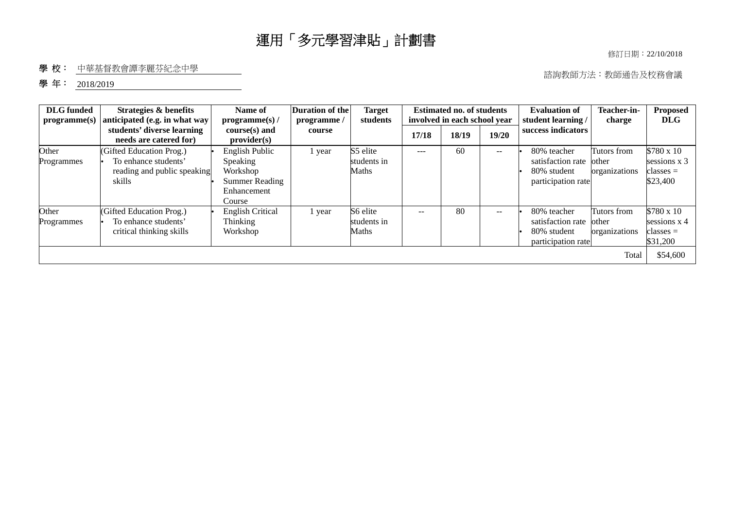# 運用「多元學習津貼」計劃書

修訂日期：22/10/2018

學 校： 中華基督教會譚李麗芬紀念中學

學 年： 2018/2019

諮詢教師方法：教師通告及校務會議

| DLG funded programme(s) | Strategies & benefits anticipated (e.g. in what way students' diverse learning needs are catered for) | Name of programme(s) / course(s) and provider(s) | Duration of the programme / course | Target students | Estimated no. of students involved in each school year | | | Evaluation of student learning / success indicators | Teacher-in-charge | Proposed DLG |
|---|---|---|---|---|---|---|---|---|---|---|
| | | | | | 17/18 | 18/19 | 19/20 | | | |
| Other Programmes | (Gifted Education Prog.)<br>• To enhance students' reading and public speaking skills | • English Public Speaking Workshop<br>• Summer Reading Enhancement Course | 1 year | S5 elite students in Maths | --- | 60 | -- | • 80% teacher satisfaction rate<br>• 80% student participation rate | Tutors from other organizations | $780 x 10 sessions x 3 classes = $23,400 |
| Other Programmes | (Gifted Education Prog.)<br>• To enhance students' critical thinking skills | • English Critical Thinking Workshop | 1 year | S6 elite students in Maths | -- | 80 | -- | • 80% teacher satisfaction rate<br>• 80% student participation rate | Tutors from other organizations | $780 x 10 sessions x 4 classes = $31,200 |
| | | | | | | | | | Total | $54,600 |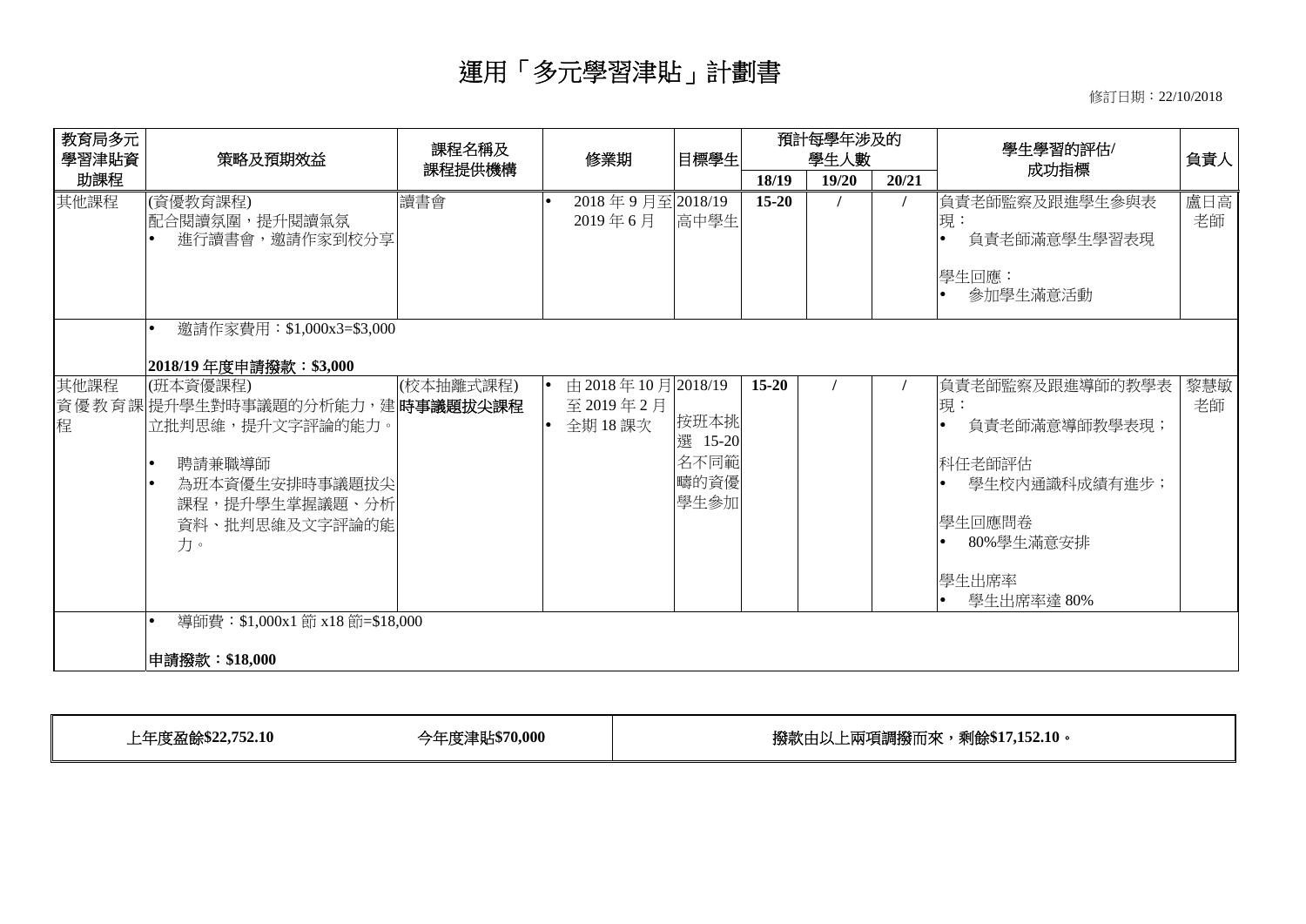# 運用「多元學習津貼」計劃書

修訂日期：22/10/2018

| 教育局多元學習津貼資助課程 | 策略及預期效益 | 課程名稱及課程提供機構 | 修業期 | 目標學生 | 預計每學年涉及的學生人數 | | | 學生學習的評估/成功指標 | 負責人 |
|---|---|---|---|---|---|---|---|---|---|
| | | | | | 18/19 | 19/20 | 20/21 | | |
| 其他課程 | (資優教育課程)<br>配合閱讀氛圍，提升閱讀氣氛<br>• 進行讀書會，邀請作家到校分享 | 讀書會 | • 2018 年 9 月至 2019 年 6 月 | 2018/19 高中學生 | 15-20 | / | / | 負責老師監察及跟進學生參與表現：<br>• 負責老師滿意學生學習表現<br><br>學生回應：<br>• 參加學生滿意活動 | 盧日高老師 |
| | • 邀請作家費用：$1,000x3=$3,000<br><br>**2018/19 年度申請撥款：$3,000** | | | | | | | | |
| 其他課程資優教育課程 | (班本資優課程)<br>提升學生對時事議題的分析能力，建立批判思維，提升文字評論的能力。<br><br>• 聘請兼職導師<br>• 為班本資優生安排時事議題拔尖課程，提升學生掌握議題、分析資料、批判思維及文字評論的能力。 | (校本抽離式課程)<br>**時事議題拔尖課程** | • 由 2018 年 10 月至 2019 年 2 月<br>• 全期 18 課次 | 2018/19<br><br>按班本挑選 15-20 名不同範疇的資優學生參加 | 15-20 | / | / | 負責老師監察及跟進導師的教學表現：<br>• 負責老師滿意導師教學表現；<br><br>科任老師評估<br>• 學生校內通識科成績有進步；<br><br>學生回應問卷<br>• 80%學生滿意安排<br><br>學生出席率<br>• 學生出席率達 80% | 黎慧敏老師 |
| | • 導師費：$1,000x1 節 x18 節=$18,000<br><br>**申請撥款：$18,000** | | | | | | | | |

| 上年度盈餘$22,752.10 | 今年度津貼$70,000 | 撥款由以上兩項調撥而來，剩餘$17,152.10。 |
|---|---|---|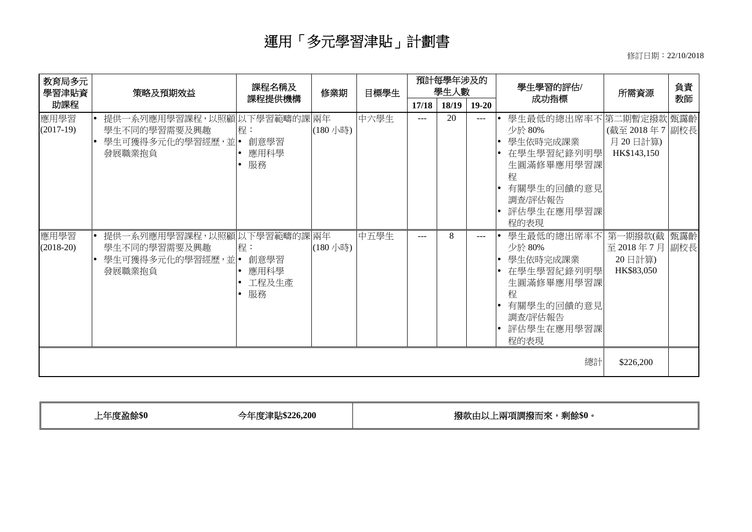# 運用「多元學習津貼」計劃書

修訂日期：22/10/2018

| 教育局多元學習津貼資助課程 | 策略及預期效益 | 課程名稱及課程提供機構 | 修業期 | 目標學生 | 預計每學年涉及的學生人數 | | | 學生學習的評估/成功指標 | 所需資源 | 負責教師 |
|---|---|---|---|---|---|---|---|---|---|---|
| | | | | | 17/18 | 18/19 | 19-20 | | | |
| 應用學習 (2017-19) | • 提供一系列應用學習課程，以照顧學生不同的學習需要及興趣<br>• 學生可獲得多元化的學習經歷，並發展職業抱負 | 以下學習範疇的課程：<br>• 創意學習<br>• 應用科學<br>• 服務 | 兩年 (180 小時) | 中六學生 | --- | 20 | --- | • 學生最低的總出席率不少於 80%<br>• 學生依時完成課業<br>• 在學生學習紀錄列明學生圓滿修畢應用學習課程<br>• 有關學生的回饋的意見調查/評估報告<br>• 評估學生在應用學習課程的表現 | 第二期暫定撥款 (截至 2018 年 7 月 20 日計算) HK$143,150 | 甄靄齡副校長 |
| 應用學習 (2018-20) | • 提供一系列應用學習課程，以照顧學生不同的學習需要及興趣<br>• 學生可獲得多元化的學習經歷，並發展職業抱負 | 以下學習範疇的課程：<br>• 創意學習<br>• 應用科學<br>• 工程及生產<br>• 服務 | 兩年 (180 小時) | 中五學生 | --- | 8 | --- | • 學生最低的總出席率不少於 80%<br>• 學生依時完成課業<br>• 在學生學習紀錄列明學生圓滿修畢應用學習課程<br>• 有關學生的回饋的意見調查/評估報告<br>• 評估學生在應用學習課程的表現 | 第一期撥款(截至 2018 年 7 月 20 日計算) HK$83,050 | 甄靄齡副校長 |
| | | | | | | | | 總計 | $226,200 | |

| **上年度盈餘$0** | **今年度津貼$226,200** | **撥款由以上兩項調撥而來，剩餘$0。** |
|---|---|---|